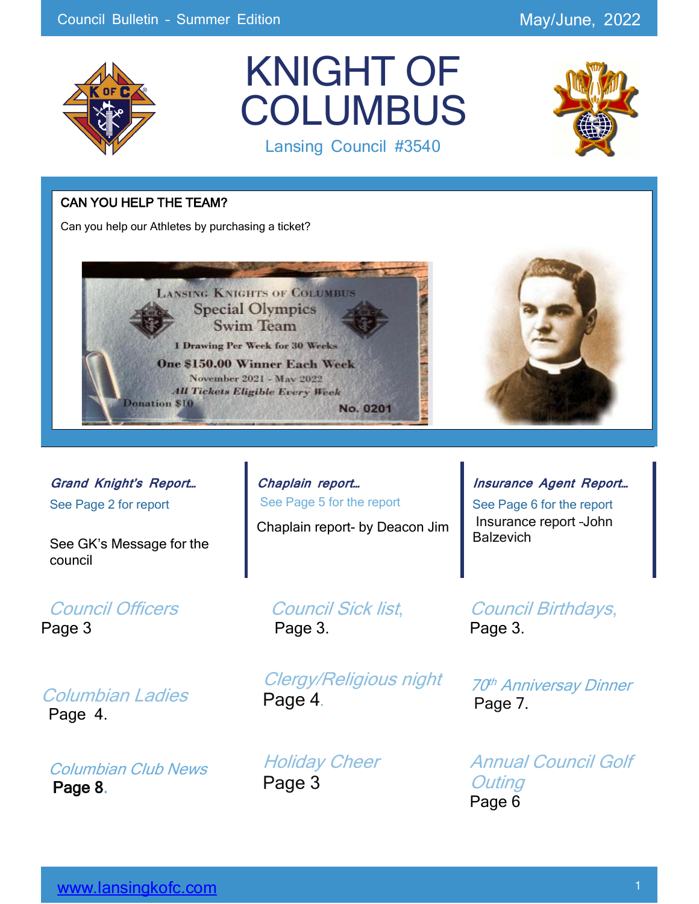Council Bulletin - Summer Edition

May/June, 2022

# KNIGHT OF COLUMBUS

Lansing Council #3540

## CAN YOU HELP THE TEAM?

Can you help our Athletes by purchasing a ticket?

LANSING KNIGHTS OF COLUMBUS
Special Olympics
Swim Team
1 Drawing Per Week for 30 Weeks
One $150.00 Winner Each Week
November 2021 - May 2022
All Tickets Eligible Every Week
Donation $10
No. 0201

### *Grand Knight's Report…*

See Page 2 for report

See GK's Message for the council

### *Chaplain report…*

See Page 5 for the report

Chaplain report- by Deacon Jim

### *Insurance Agent Report…*

See Page 6 for the report

Insurance report -John Balzevich

*Council Officers*
Page 3

*Council Sick list,*
Page 3.

*Council Birthdays,*
Page 3.

*Columbian Ladies*
Page 4.

*Clergy/Religious night*
Page 4.

*70th Anniversay Dinner*
Page 7.

*Columbian Club News*
**Page 8.**

*Holiday Cheer*
Page 3

*Annual Council Golf Outing*
Page 6

www.lansingkofc.com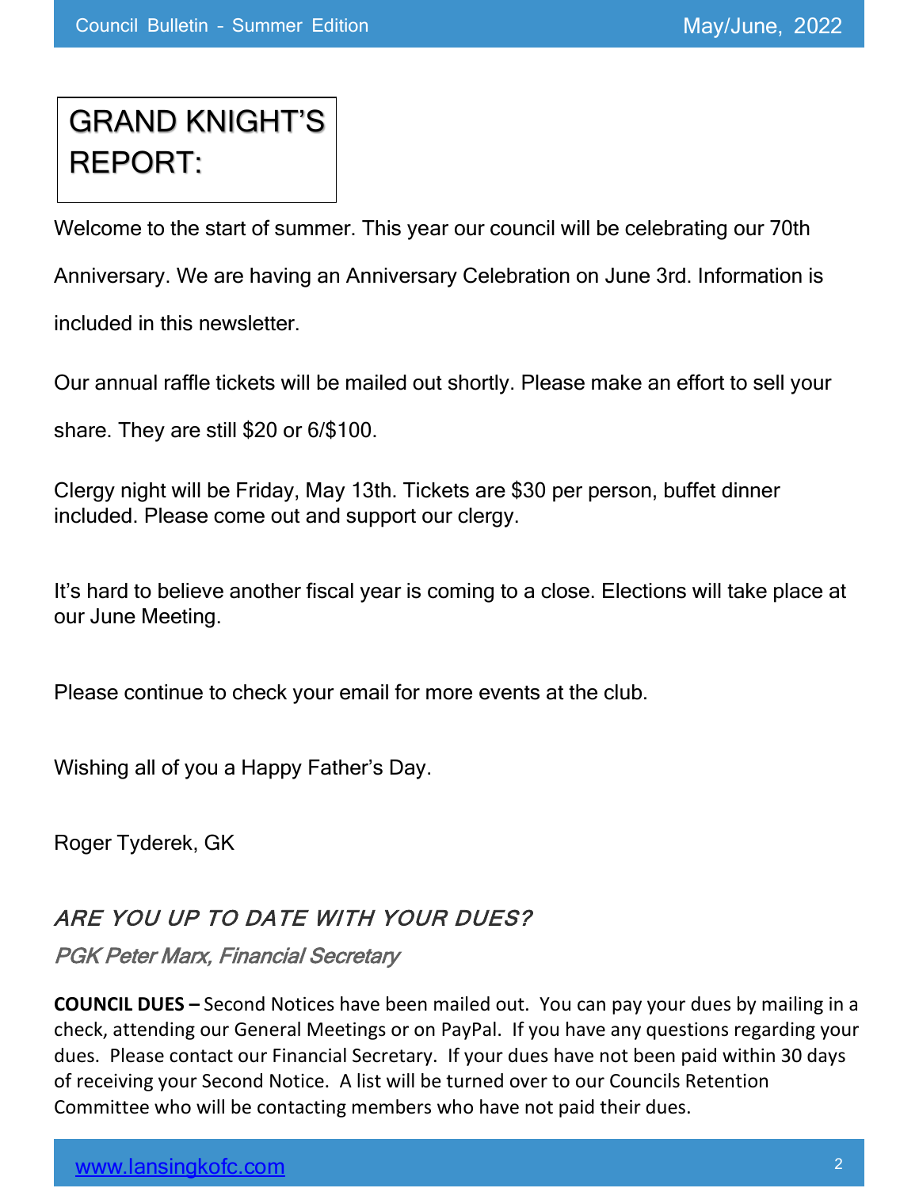# GRAND KNIGHT'S REPORT:

Welcome to the start of summer. This year our council will be celebrating our 70th Anniversary. We are having an Anniversary Celebration on June 3rd. Information is included in this newsletter.

Our annual raffle tickets will be mailed out shortly. Please make an effort to sell your share. They are still $20 or 6/$100.

Clergy night will be Friday, May 13th. Tickets are $30 per person, buffet dinner included. Please come out and support our clergy.

It's hard to believe another fiscal year is coming to a close. Elections will take place at our June Meeting.

Please continue to check your email for more events at the club.

Wishing all of you a Happy Father's Day.

Roger Tyderek, GK

## *ARE YOU UP TO DATE WITH YOUR DUES?*

*PGK Peter Marx, Financial Secretary*

**COUNCIL DUES –** Second Notices have been mailed out. You can pay your dues by mailing in a check, attending our General Meetings or on PayPal. If you have any questions regarding your dues. Please contact our Financial Secretary. If your dues have not been paid within 30 days of receiving your Second Notice. A list will be turned over to our Councils Retention Committee who will be contacting members who have not paid their dues.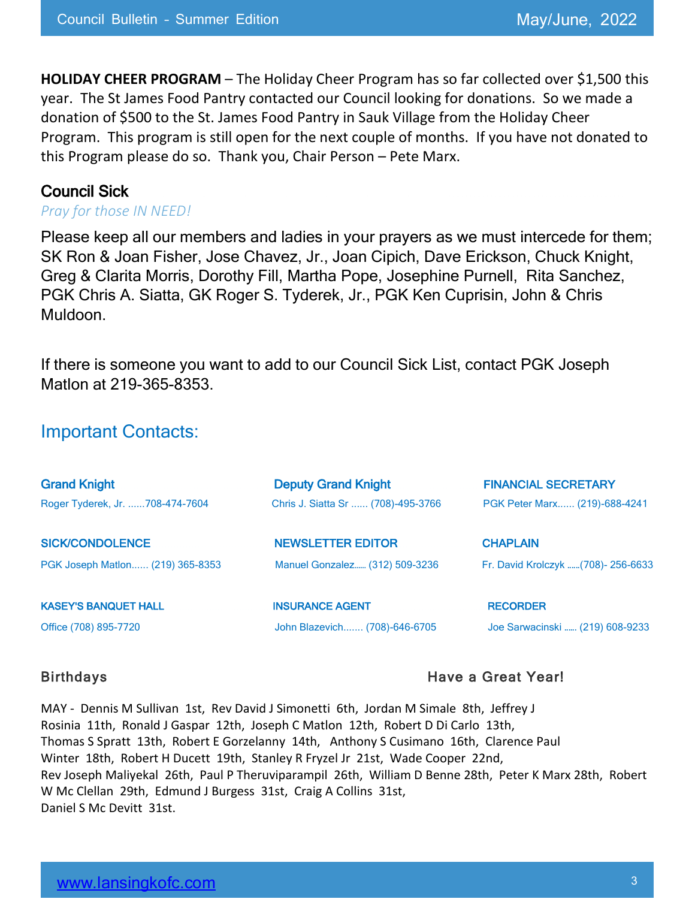**HOLIDAY CHEER PROGRAM** – The Holiday Cheer Program has so far collected over $1,500 this year. The St James Food Pantry contacted our Council looking for donations. So we made a donation of $500 to the St. James Food Pantry in Sauk Village from the Holiday Cheer Program. This program is still open for the next couple of months. If you have not donated to this Program please do so. Thank you, Chair Person – Pete Marx.

## Council Sick

*Pray for those IN NEED!*

Please keep all our members and ladies in your prayers as we must intercede for them; SK Ron & Joan Fisher, Jose Chavez, Jr., Joan Cipich, Dave Erickson, Chuck Knight, Greg & Clarita Morris, Dorothy Fill, Martha Pope, Josephine Purnell, Rita Sanchez, PGK Chris A. Siatta, GK Roger S. Tyderek, Jr., PGK Ken Cuprisin, John & Chris Muldoon.

If there is someone you want to add to our Council Sick List, contact PGK Joseph Matlon at 219-365-8353.

## Important Contacts:

**Grand Knight**
Roger Tyderek, Jr. ......708-474-7604

**Deputy Grand Knight**
Chris J. Siatta Sr ...... (708)-495-3766

**FINANCIAL SECRETARY**
PGK Peter Marx...... (219)-688-4241

**SICK/CONDOLENCE**
PGK Joseph Matlon...... (219) 365-8353

**NEWSLETTER EDITOR**
Manuel Gonzalez...... (312) 509-3236

**CHAPLAIN**
Fr. David Krolczyk ......(708)- 256-6633

**KASEY'S BANQUET HALL**
Office (708) 895-7720

**INSURANCE AGENT**
John Blazevich....... (708)-646-6705

**RECORDER**
Joe Sarwacinski ...... (219) 608-9233

## Birthdays — Have a Great Year!

MAY - Dennis M Sullivan 1st, Rev David J Simonetti 6th, Jordan M Simale 8th, Jeffrey J Rosinia 11th, Ronald J Gaspar 12th, Joseph C Matlon 12th, Robert D Di Carlo 13th, Thomas S Spratt 13th, Robert E Gorzelanny 14th, Anthony S Cusimano 16th, Clarence Paul Winter 18th, Robert H Ducett 19th, Stanley R Fryzel Jr 21st, Wade Cooper 22nd, Rev Joseph Maliyekal 26th, Paul P Theruviparampil 26th, William D Benne 28th, Peter K Marx 28th, Robert W Mc Clellan 29th, Edmund J Burgess 31st, Craig A Collins 31st, Daniel S Mc Devitt 31st.

www.lansingkofc.com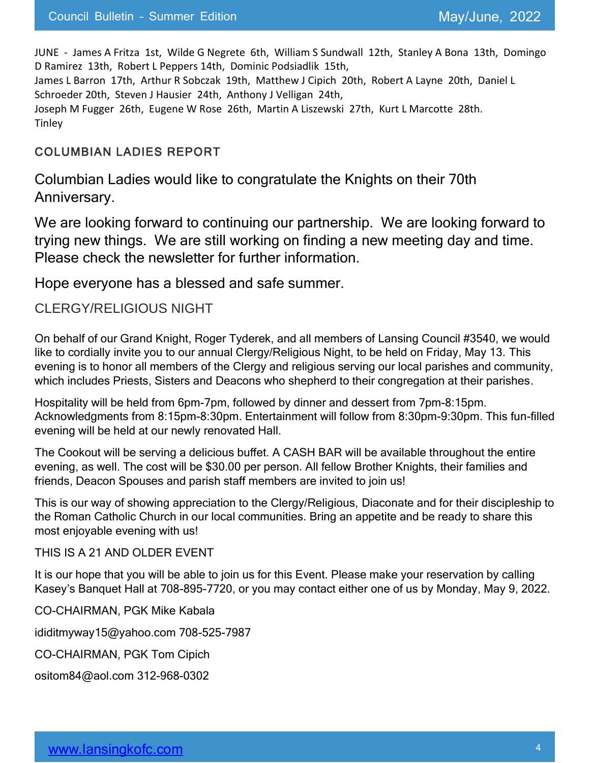JUNE - James A Fritza 1st, Wilde G Negrete 6th, William S Sundwall 12th, Stanley A Bona 13th, Domingo D Ramirez 13th, Robert L Peppers 14th, Dominic Podsiadlik 15th,
James L Barron 17th, Arthur R Sobczak 19th, Matthew J Cipich 20th, Robert A Layne 20th, Daniel L Schroeder 20th, Steven J Hausier 24th, Anthony J Velligan 24th,
Joseph M Fugger 26th, Eugene W Rose 26th, Martin A Liszewski 27th, Kurt L Marcotte 28th.
Tinley

## COLUMBIAN LADIES REPORT

Columbian Ladies would like to congratulate the Knights on their 70th Anniversary.

We are looking forward to continuing our partnership. We are looking forward to trying new things. We are still working on finding a new meeting day and time. Please check the newsletter for further information.

Hope everyone has a blessed and safe summer.

## CLERGY/RELIGIOUS NIGHT

On behalf of our Grand Knight, Roger Tyderek, and all members of Lansing Council #3540, we would like to cordially invite you to our annual Clergy/Religious Night, to be held on Friday, May 13. This evening is to honor all members of the Clergy and religious serving our local parishes and community, which includes Priests, Sisters and Deacons who shepherd to their congregation at their parishes.

Hospitality will be held from 6pm-7pm, followed by dinner and dessert from 7pm-8:15pm. Acknowledgments from 8:15pm-8:30pm. Entertainment will follow from 8:30pm-9:30pm. This fun-filled evening will be held at our newly renovated Hall.

The Cookout will be serving a delicious buffet. A CASH BAR will be available throughout the entire evening, as well. The cost will be $30.00 per person. All fellow Brother Knights, their families and friends, Deacon Spouses and parish staff members are invited to join us!

This is our way of showing appreciation to the Clergy/Religious, Diaconate and for their discipleship to the Roman Catholic Church in our local communities. Bring an appetite and be ready to share this most enjoyable evening with us!

THIS IS A 21 AND OLDER EVENT

It is our hope that you will be able to join us for this Event. Please make your reservation by calling Kasey's Banquet Hall at 708-895-7720, or you may contact either one of us by Monday, May 9, 2022.

CO-CHAIRMAN, PGK Mike Kabala

ididitmyway15@yahoo.com 708-525-7987

CO-CHAIRMAN, PGK Tom Cipich

ositom84@aol.com 312-968-0302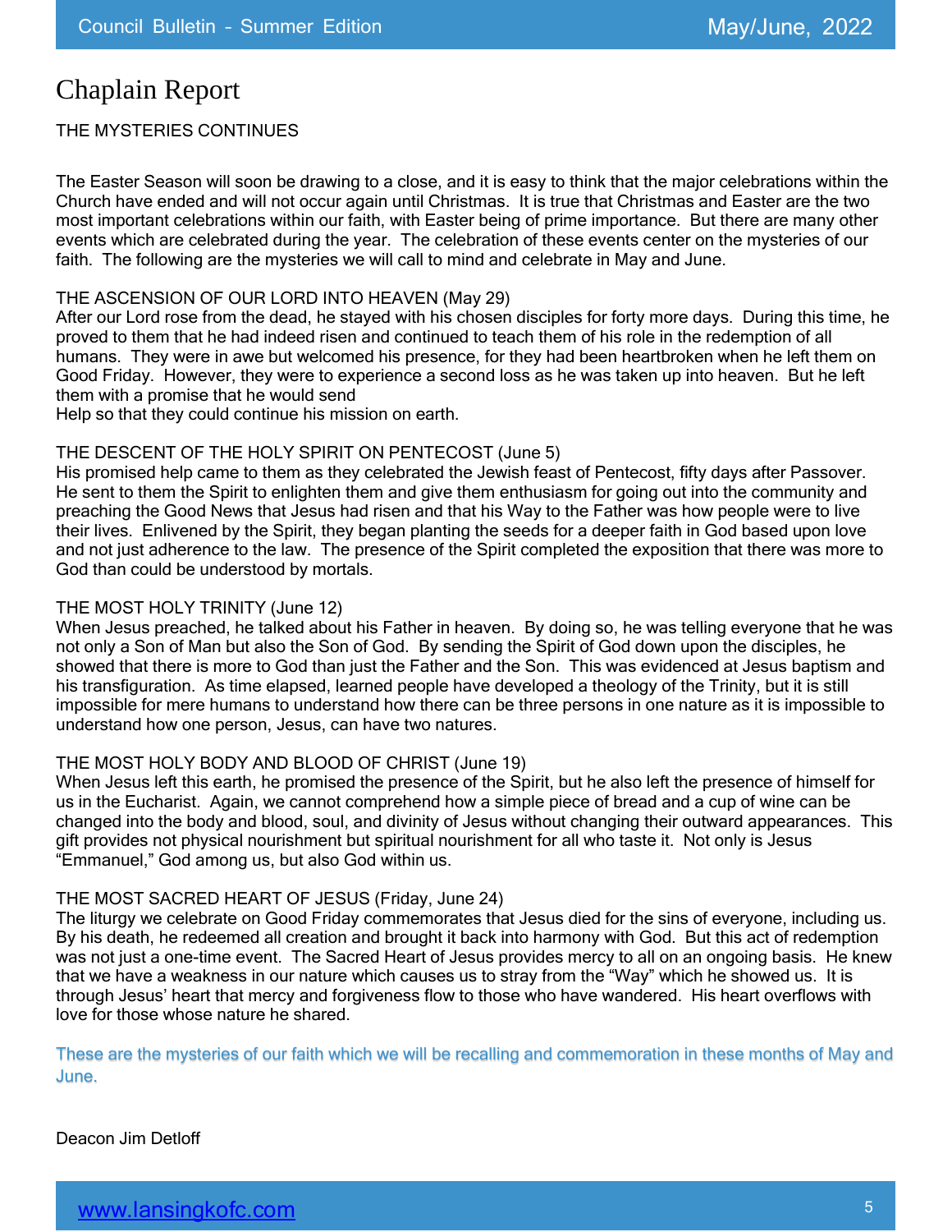# Chaplain Report

THE MYSTERIES CONTINUES

The Easter Season will soon be drawing to a close, and it is easy to think that the major celebrations within the Church have ended and will not occur again until Christmas. It is true that Christmas and Easter are the two most important celebrations within our faith, with Easter being of prime importance. But there are many other events which are celebrated during the year. The celebration of these events center on the mysteries of our faith. The following are the mysteries we will call to mind and celebrate in May and June.

THE ASCENSION OF OUR LORD INTO HEAVEN (May 29)
After our Lord rose from the dead, he stayed with his chosen disciples for forty more days. During this time, he proved to them that he had indeed risen and continued to teach them of his role in the redemption of all humans. They were in awe but welcomed his presence, for they had been heartbroken when he left them on Good Friday. However, they were to experience a second loss as he was taken up into heaven. But he left them with a promise that he would send
Help so that they could continue his mission on earth.

THE DESCENT OF THE HOLY SPIRIT ON PENTECOST (June 5)
His promised help came to them as they celebrated the Jewish feast of Pentecost, fifty days after Passover. He sent to them the Spirit to enlighten them and give them enthusiasm for going out into the community and preaching the Good News that Jesus had risen and that his Way to the Father was how people were to live their lives. Enlivened by the Spirit, they began planting the seeds for a deeper faith in God based upon love and not just adherence to the law. The presence of the Spirit completed the exposition that there was more to God than could be understood by mortals.

THE MOST HOLY TRINITY (June 12)
When Jesus preached, he talked about his Father in heaven. By doing so, he was telling everyone that he was not only a Son of Man but also the Son of God. By sending the Spirit of God down upon the disciples, he showed that there is more to God than just the Father and the Son. This was evidenced at Jesus baptism and his transfiguration. As time elapsed, learned people have developed a theology of the Trinity, but it is still impossible for mere humans to understand how there can be three persons in one nature as it is impossible to understand how one person, Jesus, can have two natures.

THE MOST HOLY BODY AND BLOOD OF CHRIST (June 19)
When Jesus left this earth, he promised the presence of the Spirit, but he also left the presence of himself for us in the Eucharist. Again, we cannot comprehend how a simple piece of bread and a cup of wine can be changed into the body and blood, soul, and divinity of Jesus without changing their outward appearances. This gift provides not physical nourishment but spiritual nourishment for all who taste it. Not only is Jesus "Emmanuel," God among us, but also God within us.

THE MOST SACRED HEART OF JESUS (Friday, June 24)
The liturgy we celebrate on Good Friday commemorates that Jesus died for the sins of everyone, including us. By his death, he redeemed all creation and brought it back into harmony with God. But this act of redemption was not just a one-time event. The Sacred Heart of Jesus provides mercy to all on an ongoing basis. He knew that we have a weakness in our nature which causes us to stray from the "Way" which he showed us. It is through Jesus' heart that mercy and forgiveness flow to those who have wandered. His heart overflows with love for those whose nature he shared.

These are the mysteries of our faith which we will be recalling and commemoration in these months of May and June.

Deacon Jim Detloff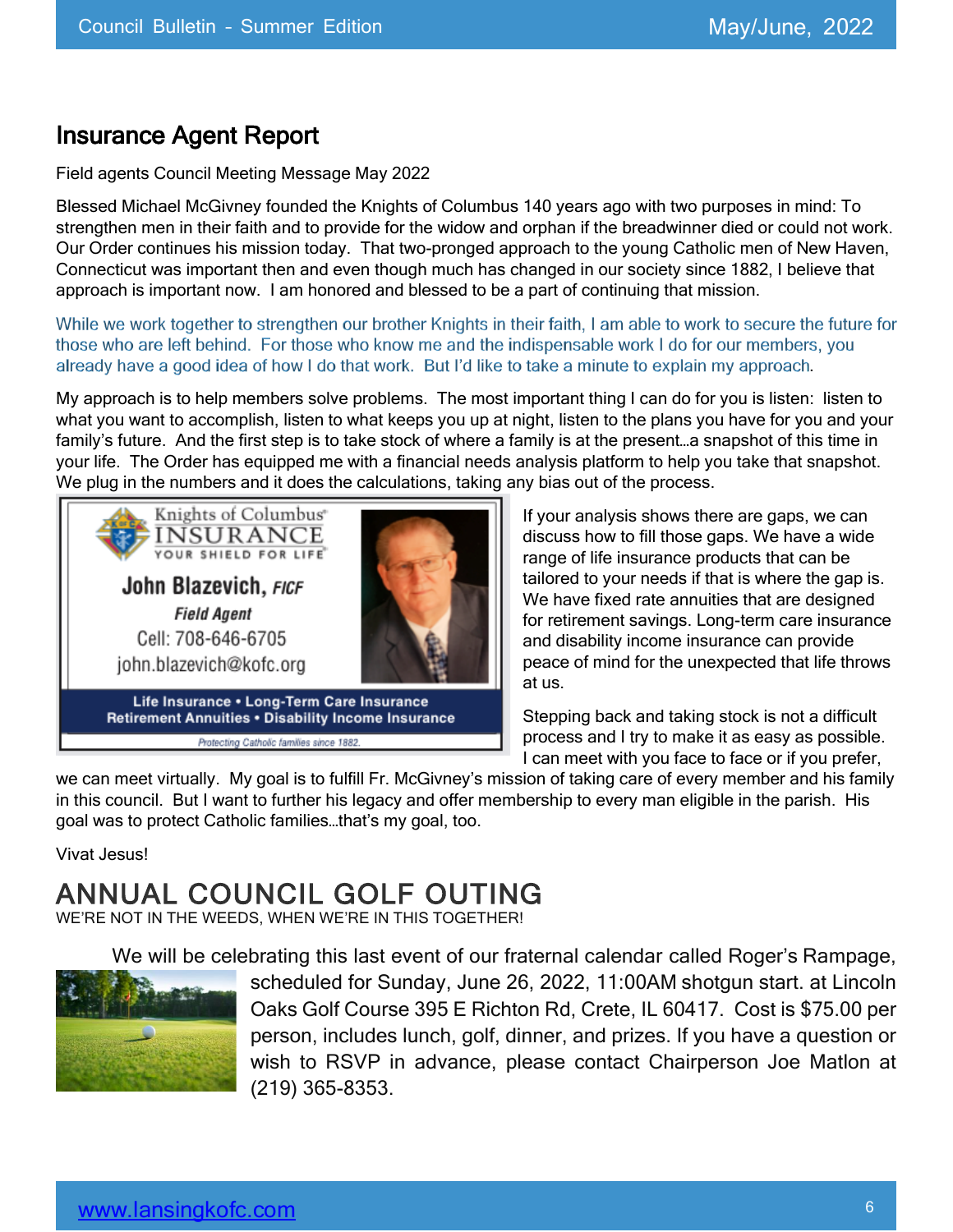## Insurance Agent Report

Field agents Council Meeting Message May 2022

Blessed Michael McGivney founded the Knights of Columbus 140 years ago with two purposes in mind: To strengthen men in their faith and to provide for the widow and orphan if the breadwinner died or could not work. Our Order continues his mission today. That two-pronged approach to the young Catholic men of New Haven, Connecticut was important then and even though much has changed in our society since 1882, I believe that approach is important now. I am honored and blessed to be a part of continuing that mission.

While we work together to strengthen our brother Knights in their faith, I am able to work to secure the future for those who are left behind. For those who know me and the indispensable work I do for our members, you already have a good idea of how I do that work. But I'd like to take a minute to explain my approach.

My approach is to help members solve problems. The most important thing I can do for you is listen: listen to what you want to accomplish, listen to what keeps you up at night, listen to the plans you have for you and your family's future. And the first step is to take stock of where a family is at the present…a snapshot of this time in your life. The Order has equipped me with a financial needs analysis platform to help you take that snapshot. We plug in the numbers and it does the calculations, taking any bias out of the process.

Knights of Columbus INSURANCE
YOUR SHIELD FOR LIFE

**John Blazevich, *FICF***
***Field Agent***
Cell: 708-646-6705
john.blazevich@kofc.org

**Life Insurance • Long-Term Care Insurance**
**Retirement Annuities • Disability Income Insurance**

*Protecting Catholic families since 1882.*

If your analysis shows there are gaps, we can discuss how to fill those gaps. We have a wide range of life insurance products that can be tailored to your needs if that is where the gap is. We have fixed rate annuities that are designed for retirement savings. Long-term care insurance and disability income insurance can provide peace of mind for the unexpected that life throws at us.

Stepping back and taking stock is not a difficult process and I try to make it as easy as possible. I can meet with you face to face or if you prefer, we can meet virtually. My goal is to fulfill Fr. McGivney's mission of taking care of every member and his family in this council. But I want to further his legacy and offer membership to every man eligible in the parish. His goal was to protect Catholic families…that's my goal, too.

Vivat Jesus!

## ANNUAL COUNCIL GOLF OUTING

WE'RE NOT IN THE WEEDS, WHEN WE'RE IN THIS TOGETHER!

We will be celebrating this last event of our fraternal calendar called Roger's Rampage, scheduled for Sunday, June 26, 2022, 11:00AM shotgun start. at Lincoln Oaks Golf Course 395 E Richton Rd, Crete, IL 60417. Cost is $75.00 per person, includes lunch, golf, dinner, and prizes. If you have a question or wish to RSVP in advance, please contact Chairperson Joe Matlon at (219) 365-8353.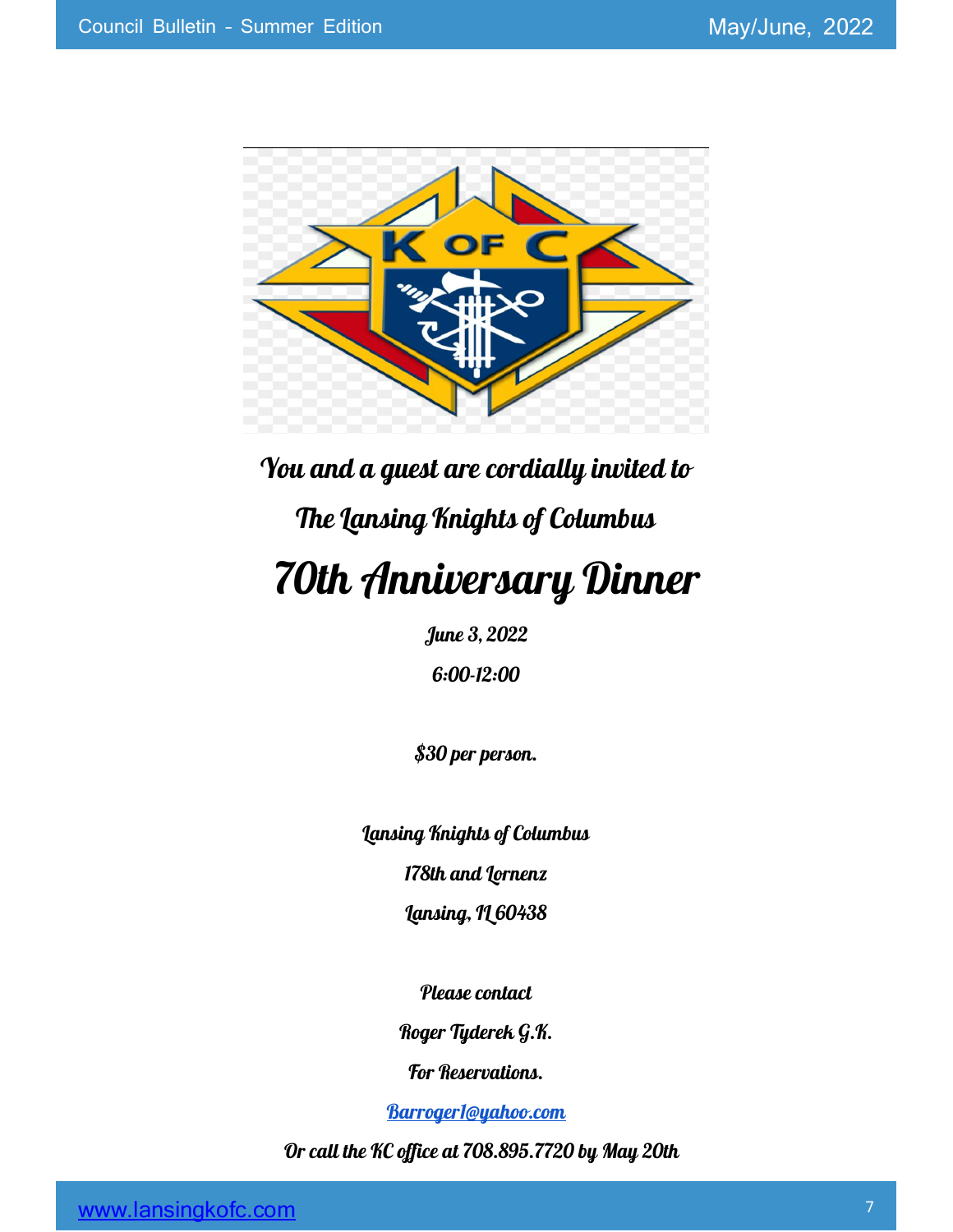*You and a guest are cordially invited to*

*The Lansing Knights of Columbus*

# *70th Anniversary Dinner*

*June 3, 2022*

*6:00-12:00*

*$30 per person.*

*Lansing Knights of Columbus*

*178th and Lornenz*

*Lansing, IL 60438*

*Please contact*

*Roger Tyderek G.K.*

*For Reservations.*

*Barroger1@yahoo.com*

*Or call the KC office at 708.895.7720 by May 20th*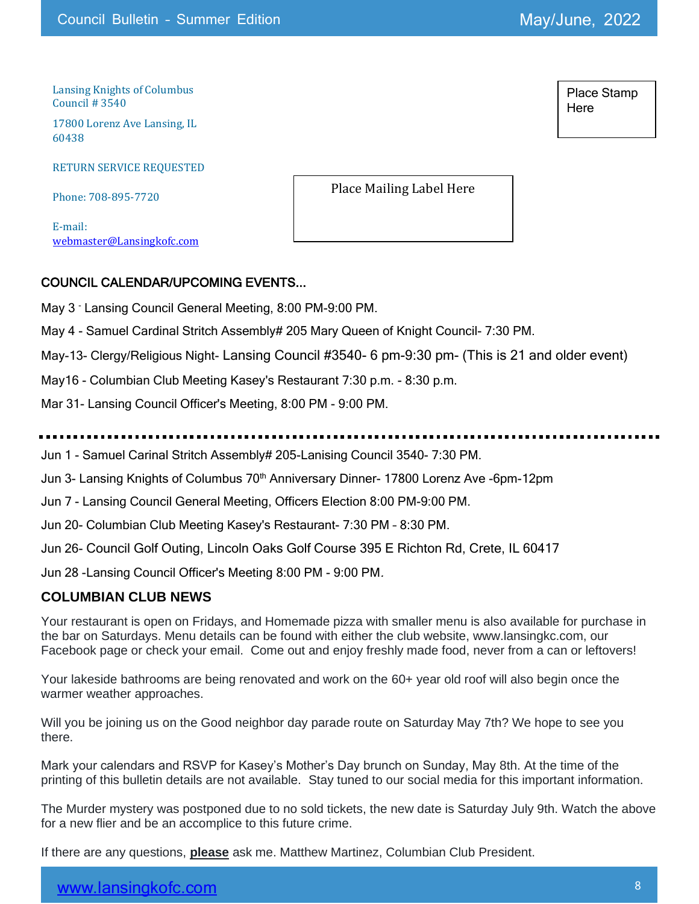Lansing Knights of Columbus
Council # 3540

17800 Lorenz Ave Lansing, IL 60438

RETURN SERVICE REQUESTED

Phone: 708-895-7720

E-mail: webmaster@Lansingkofc.com

Place Stamp Here

Place Mailing Label Here

## COUNCIL CALENDAR/UPCOMING EVENTS...

May 3 - Lansing Council General Meeting, 8:00 PM-9:00 PM.

May 4 - Samuel Cardinal Stritch Assembly# 205 Mary Queen of Knight Council- 7:30 PM.

May-13- Clergy/Religious Night- Lansing Council #3540- 6 pm-9:30 pm- (This is 21 and older event)

May16 - Columbian Club Meeting Kasey's Restaurant 7:30 p.m. - 8:30 p.m.

Mar 31- Lansing Council Officer's Meeting, 8:00 PM - 9:00 PM.

---

Jun 1 - Samuel Carinal Stritch Assembly# 205-Lanising Council 3540- 7:30 PM.

Jun 3- Lansing Knights of Columbus 70th Anniversary Dinner- 17800 Lorenz Ave -6pm-12pm

Jun 7 - Lansing Council General Meeting, Officers Election 8:00 PM-9:00 PM.

Jun 20- Columbian Club Meeting Kasey's Restaurant- 7:30 PM – 8:30 PM.

Jun 26- Council Golf Outing, Lincoln Oaks Golf Course 395 E Richton Rd, Crete, IL 60417

Jun 28 -Lansing Council Officer's Meeting 8:00 PM - 9:00 PM.

## COLUMBIAN CLUB NEWS

Your restaurant is open on Fridays, and Homemade pizza with smaller menu is also available for purchase in the bar on Saturdays. Menu details can be found with either the club website, www.lansingkc.com, our Facebook page or check your email. Come out and enjoy freshly made food, never from a can or leftovers!

Your lakeside bathrooms are being renovated and work on the 60+ year old roof will also begin once the warmer weather approaches.

Will you be joining us on the Good neighbor day parade route on Saturday May 7th? We hope to see you there.

Mark your calendars and RSVP for Kasey's Mother's Day brunch on Sunday, May 8th. At the time of the printing of this bulletin details are not available. Stay tuned to our social media for this important information.

The Murder mystery was postponed due to no sold tickets, the new date is Saturday July 9th. Watch the above for a new flier and be an accomplice to this future crime.

If there are any questions, **please** ask me. Matthew Martinez, Columbian Club President.